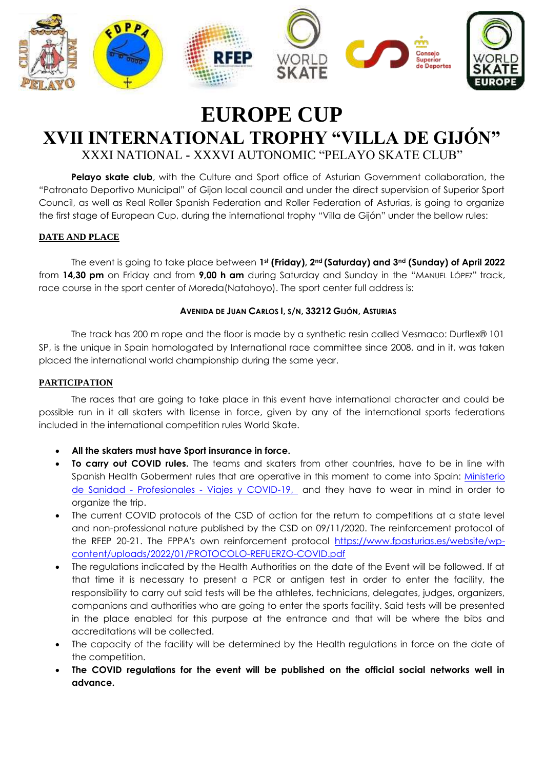# EUROPE CUP

# XVII INTERNATIONAL TROPHY "VILLA DE GIJÓN"

XXXI NATIONAL - XXXVI AUTONOMIC "PELAYO SKATE CLUB"

**Pelayo skate club**, with the Culture and Sport office of Asturian Government collaboration, the "Patronato Deportivo Municipal" of Gijon local council and under the direct supervision of Superior Sport Council, as well as Real Roller Spanish Federation and Roller Federation of Asturias, is going to organize the first stage of European Cup, during the international trophy "Villa de Gijón" under the bellow rules:

## DATE AND PLACE

The event is going to take place between **1st (Friday), 2nd (Saturday) and 3rd (Sunday) of April 2022** from **14,30 pm** on Friday and from **9,00 h am** during Saturday and Sunday in the "MANUEL LÓPEZ" track, race course in the sport center of Moreda(Natahoyo). The sport center full address is:

**AVENIDA DE JUAN CARLOS I, S/N, 33212 GIJÓN, ASTURIAS**

The track has 200 m rope and the floor is made by a synthetic resin called Vesmaco: Durflex® 101 SP, is the unique in Spain homologated by International race committee since 2008, and in it, was taken placed the international world championship during the same year.

## PARTICIPATION

The races that are going to take place in this event have international character and could be possible run in it all skaters with license in force, given by any of the international sports federations included in the international competition rules World Skate.

- **All the skaters must have Sport insurance in force.**
- **To carry out COVID rules.** The teams and skaters from other countries, have to be in line with Spanish Health Goberment rules that are operative in this moment to come into Spain: Ministerio de Sanidad - Profesionales - Viajes y COVID-19, and they have to wear in mind in order to organize the trip.
- The current COVID protocols of the CSD of action for the return to competitions at a state level and non-professional nature published by the CSD on 09/11/2020. The reinforcement protocol of the RFEP 20-21. The FPPA's own reinforcement protocol https://www.fpasturias.es/website/wp-content/uploads/2022/01/PROTOCOLO-REFUERZO-COVID.pdf
- The regulations indicated by the Health Authorities on the date of the Event will be followed. If at that time it is necessary to present a PCR or antigen test in order to enter the facility, the responsibility to carry out said tests will be the athletes, technicians, delegates, judges, organizers, companions and authorities who are going to enter the sports facility. Said tests will be presented in the place enabled for this purpose at the entrance and that will be where the bibs and accreditations will be collected.
- The capacity of the facility will be determined by the Health regulations in force on the date of the competition.
- **The COVID regulations for the event will be published on the official social networks well in advance.**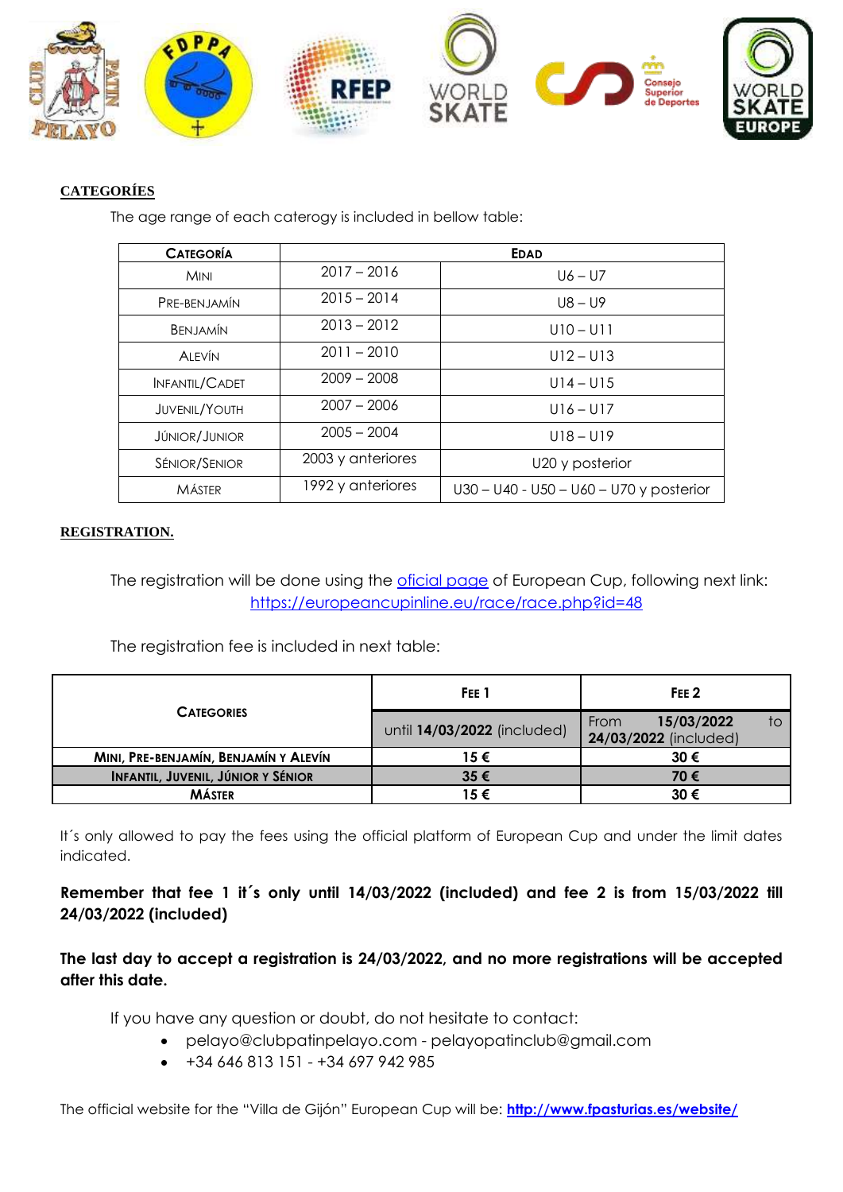**CATEGORÍES**

The age range of each caterogy is included in bellow table:

| CATEGORÍA | EDAD | |
|---|---|---|
| MINI | 2017 – 2016 | U6 – U7 |
| PRE-BENJAMÍN | 2015 – 2014 | U8 – U9 |
| BENJAMÍN | 2013 – 2012 | U10 – U11 |
| ALEVÍN | 2011 – 2010 | U12 – U13 |
| INFANTIL/CADET | 2009 – 2008 | U14 – U15 |
| JUVENIL/YOUTH | 2007 – 2006 | U16 – U17 |
| JÚNIOR/JUNIOR | 2005 – 2004 | U18 – U19 |
| SÉNIOR/SENIOR | 2003 y anteriores | U20 y posterior |
| MÁSTER | 1992 y anteriores | U30 – U40 - U50 – U60 – U70 y posterior |

**REGISTRATION.**

The registration will be done using the oficial page of European Cup, following next link: https://europeancupinline.eu/race/race.php?id=48

The registration fee is included in next table:

| CATEGORIES | FEE 1 | FEE 2 |
|---|---|---|
| | until **14/03/2022** (included) | From **15/03/2022** to **24/03/2022** (included) |
| **MINI, PRE-BENJAMÍN, BENJAMÍN Y ALEVÍN** | **15 €** | **30 €** |
| **INFANTIL, JUVENIL, JÚNIOR Y SÉNIOR** | **35 €** | **70 €** |
| **MÁSTER** | **15 €** | **30 €** |

It´s only allowed to pay the fees using the official platform of European Cup and under the limit dates indicated.

**Remember that fee 1 it´s only until 14/03/2022 (included) and fee 2 is from 15/03/2022 till 24/03/2022 (included)**

**The last day to accept a registration is 24/03/2022, and no more registrations will be accepted after this date.**

If you have any question or doubt, do not hesitate to contact:

- pelayo@clubpatinpelayo.com - pelayopatinclub@gmail.com
- +34 646 813 151 - +34 697 942 985

The official website for the "Villa de Gijón" European Cup will be: **http://www.fpasturias.es/website/**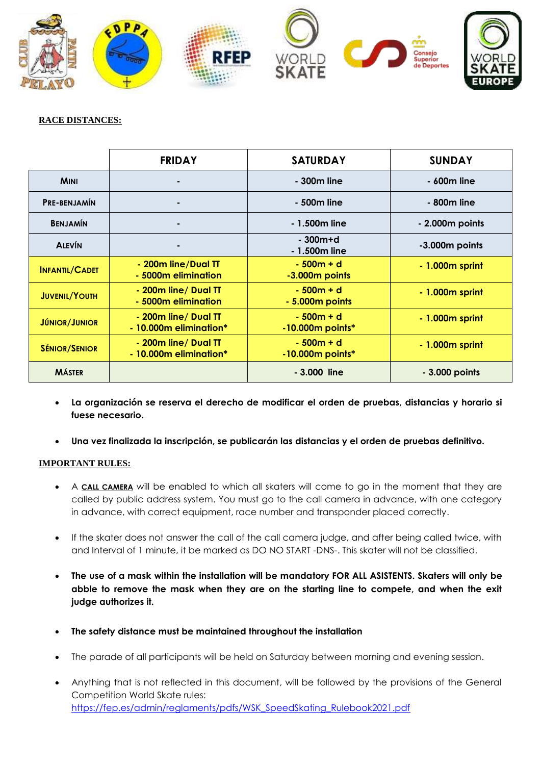**RACE DISTANCES:**

| | FRIDAY | SATURDAY | SUNDAY |
|---|---|---|---|
| MINI | - | - 300m line | - 600m line |
| PRE-BENJAMÍN | - | - 500m line | - 800m line |
| BENJAMÍN | - | - 1.500m line | - 2.000m points |
| ALEVÍN | - | - 300m+d<br>- 1.500m line | -3.000m points |
| INFANTIL/CADET | - 200m line/Dual TT<br>- 5000m elimination | - 500m + d<br>-3.000m points | - 1.000m sprint |
| JUVENIL/YOUTH | - 200m line/ Dual TT<br>- 5000m elimination | - 500m + d<br>- 5.000m points | - 1.000m sprint |
| JÚNIOR/JUNIOR | - 200m line/ Dual TT<br>- 10.000m elimination* | - 500m + d<br>-10.000m points* | - 1.000m sprint |
| SÉNIOR/SENIOR | - 200m line/ Dual TT<br>- 10.000m elimination* | - 500m + d<br>-10.000m points* | - 1.000m sprint |
| MÁSTER | | - 3.000 line | - 3.000 points |

- **La organización se reserva el derecho de modificar el orden de pruebas, distancias y horario si fuese necesario.**
- **Una vez finalizada la inscripción, se publicarán las distancias y el orden de pruebas definitivo.**

**IMPORTANT RULES:**

- A **CALL CAMERA** will be enabled to which all skaters will come to go in the moment that they are called by public address system. You must go to the call camera in advance, with one category in advance, with correct equipment, race number and transponder placed correctly.
- If the skater does not answer the call of the call camera judge, and after being called twice, with and Interval of 1 minute, it be marked as DO NO START -DNS-. This skater will not be classified.
- **The use of a mask within the installation will be mandatory FOR ALL ASISTENTS. Skaters will only be abble to remove the mask when they are on the starting line to compete, and when the exit judge authorizes it.**
- **The safety distance must be maintained throughout the installation**
- The parade of all participants will be held on Saturday between morning and evening session.
- Anything that is not reflected in this document, will be followed by the provisions of the General Competition World Skate rules: https://fep.es/admin/reglaments/pdfs/WSK_SpeedSkating_Rulebook2021.pdf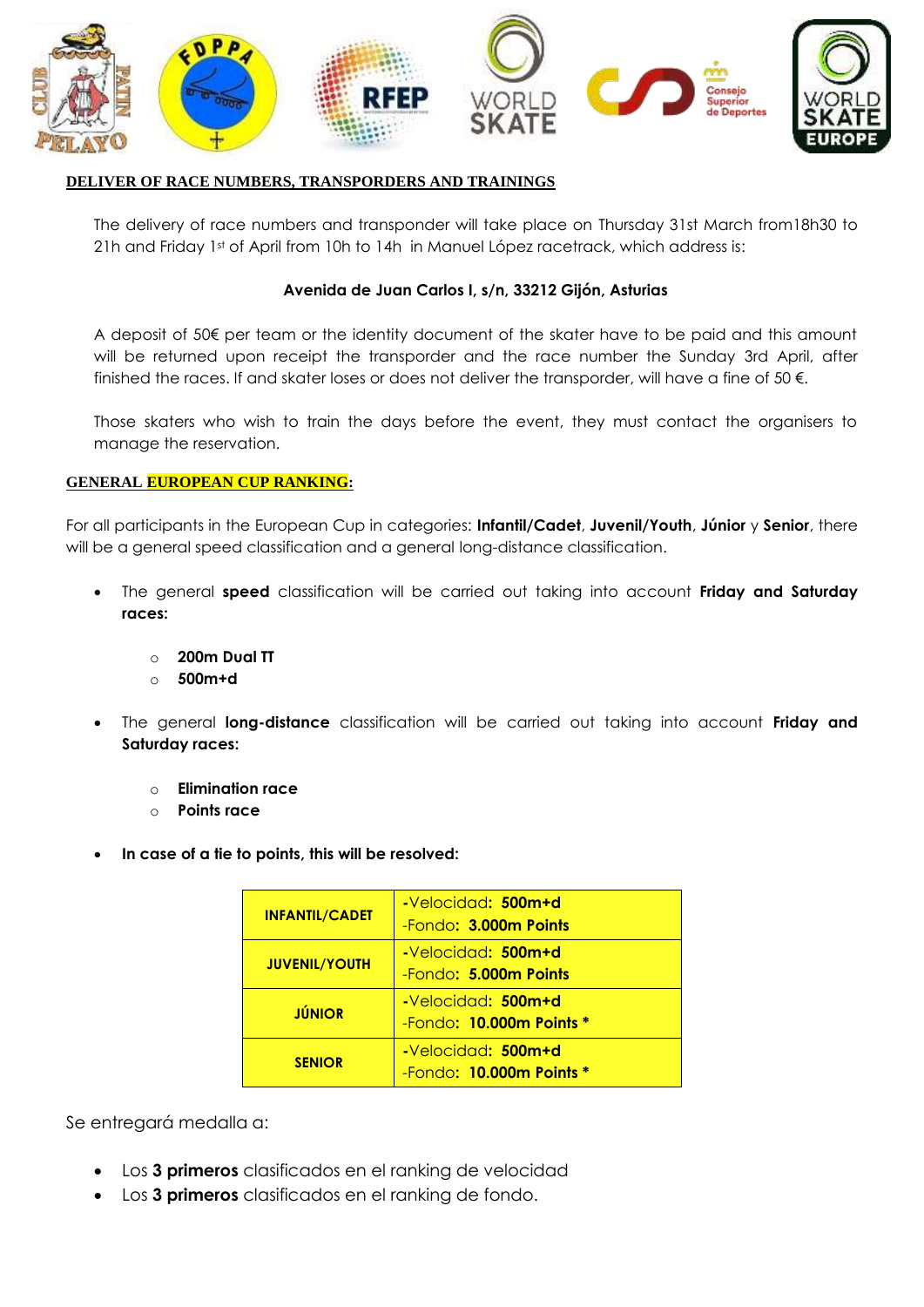## DELIVER OF RACE NUMBERS, TRANSPORDERS AND TRAININGS

The delivery of race numbers and transponder will take place on Thursday 31st March from18h30 to 21h and Friday 1st of April from 10h to 14h in Manuel López racetrack, which address is:

**Avenida de Juan Carlos I, s/n, 33212 Gijón, Asturias**

A deposit of 50€ per team or the identity document of the skater have to be paid and this amount will be returned upon receipt the transporder and the race number the Sunday 3rd April, after finished the races. If and skater loses or does not deliver the transporder, will have a fine of 50 €.

Those skaters who wish to train the days before the event, they must contact the organisers to manage the reservation.

## GENERAL EUROPEAN CUP RANKING:

For all participants in the European Cup in categories: **Infantil/Cadet**, **Juvenil/Youth**, **Júnior** y **Senior**, there will be a general speed classification and a general long-distance classification.

- The general **speed** classification will be carried out taking into account **Friday and Saturday races:**
  - **200m Dual TT**
  - **500m+d**
- The general **long-distance** classification will be carried out taking into account **Friday and Saturday races:**
  - **Elimination race**
  - **Points race**
- **In case of a tie to points, this will be resolved:**

| Category | Tie-break |
|---|---|
| **INFANTIL/CADET** | -Velocidad: **500m+d**<br>-Fondo: **3.000m Points** |
| **JUVENIL/YOUTH** | -Velocidad: **500m+d**<br>-Fondo: **5.000m Points** |
| **JÚNIOR** | -Velocidad: **500m+d**<br>-Fondo: **10.000m Points \*** |
| **SENIOR** | -Velocidad: **500m+d**<br>-Fondo: **10.000m Points \*** |

Se entregará medalla a:

- Los **3 primeros** clasificados en el ranking de velocidad
- Los **3 primeros** clasificados en el ranking de fondo.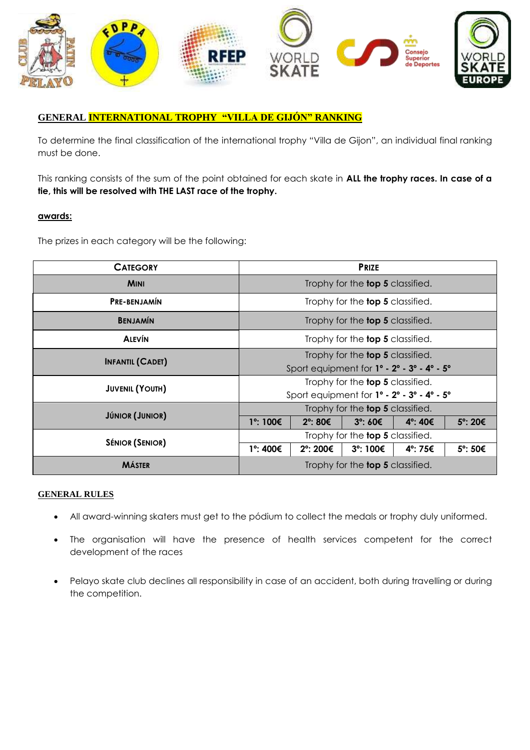## GENERAL INTERNATIONAL TROPHY "VILLA DE GIJÓN" RANKING

To determine the final classification of the international trophy "Villa de Gijon", an individual final ranking must be done.

This ranking consists of the sum of the point obtained for each skate in **ALL the trophy races. In case of a tie, this will be resolved with THE LAST race of the trophy.**

**awards:**

The prizes in each category will be the following:

| CATEGORY | PRIZE | | | | |
|---|---|---|---|---|---|
| **MINI** | Trophy for the **top 5** classified. | | | | |
| **PRE-BENJAMÍN** | Trophy for the **top 5** classified. | | | | |
| **BENJAMÍN** | Trophy for the **top 5** classified. | | | | |
| **ALEVÍN** | Trophy for the **top 5** classified. | | | | |
| **INFANTIL (CADET)** | Trophy for the **top 5** classified. Sport equipment for **1º - 2º - 3º - 4º - 5º** | | | | |
| **JUVENIL (YOUTH)** | Trophy for the **top 5** classified. Sport equipment for **1º - 2º - 3º - 4º - 5º** | | | | |
| **JÚNIOR (JUNIOR)** | Trophy for the **top 5** classified. | | | | |
| | **1º: 100€** | **2º: 80€** | **3º: 60€** | **4º: 40€** | **5º: 20€** |
| **SÉNIOR (SENIOR)** | Trophy for the **top 5** classified. | | | | |
| | **1º: 400€** | **2º: 200€** | **3º: 100€** | **4º: 75€** | **5º: 50€** |
| **MÁSTER** | Trophy for the **top 5** classified. | | | | |

**GENERAL RULES**

- All award-winning skaters must get to the pódium to collect the medals or trophy duly uniformed.
- The organisation will have the presence of health services competent for the correct development of the races
- Pelayo skate club declines all responsibility in case of an accident, both during travelling or during the competition.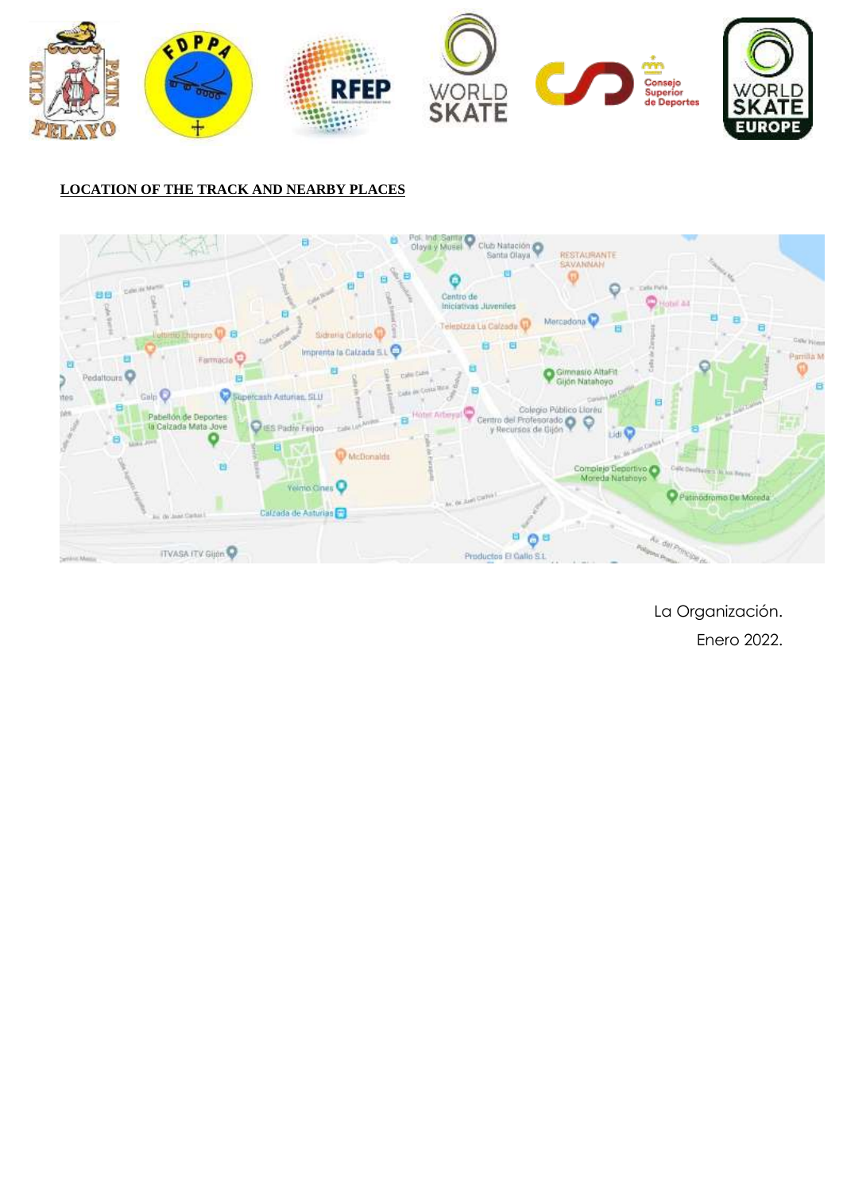**LOCATION OF THE TRACK AND NEARBY PLACES**

La Organización.

Enero 2022.